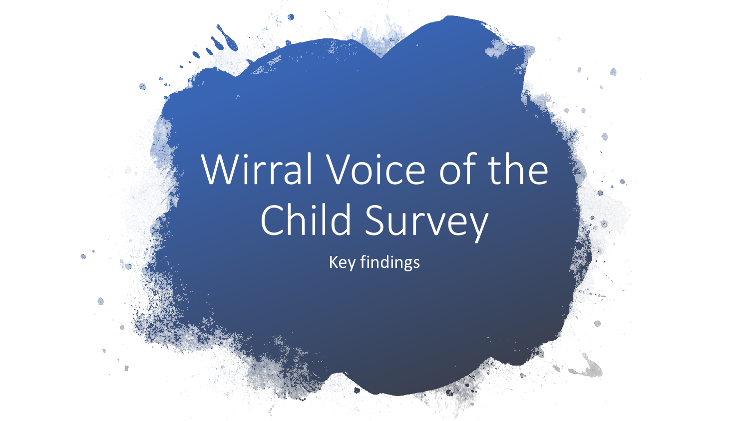# Wirral Voice of the Child Survey

Key findings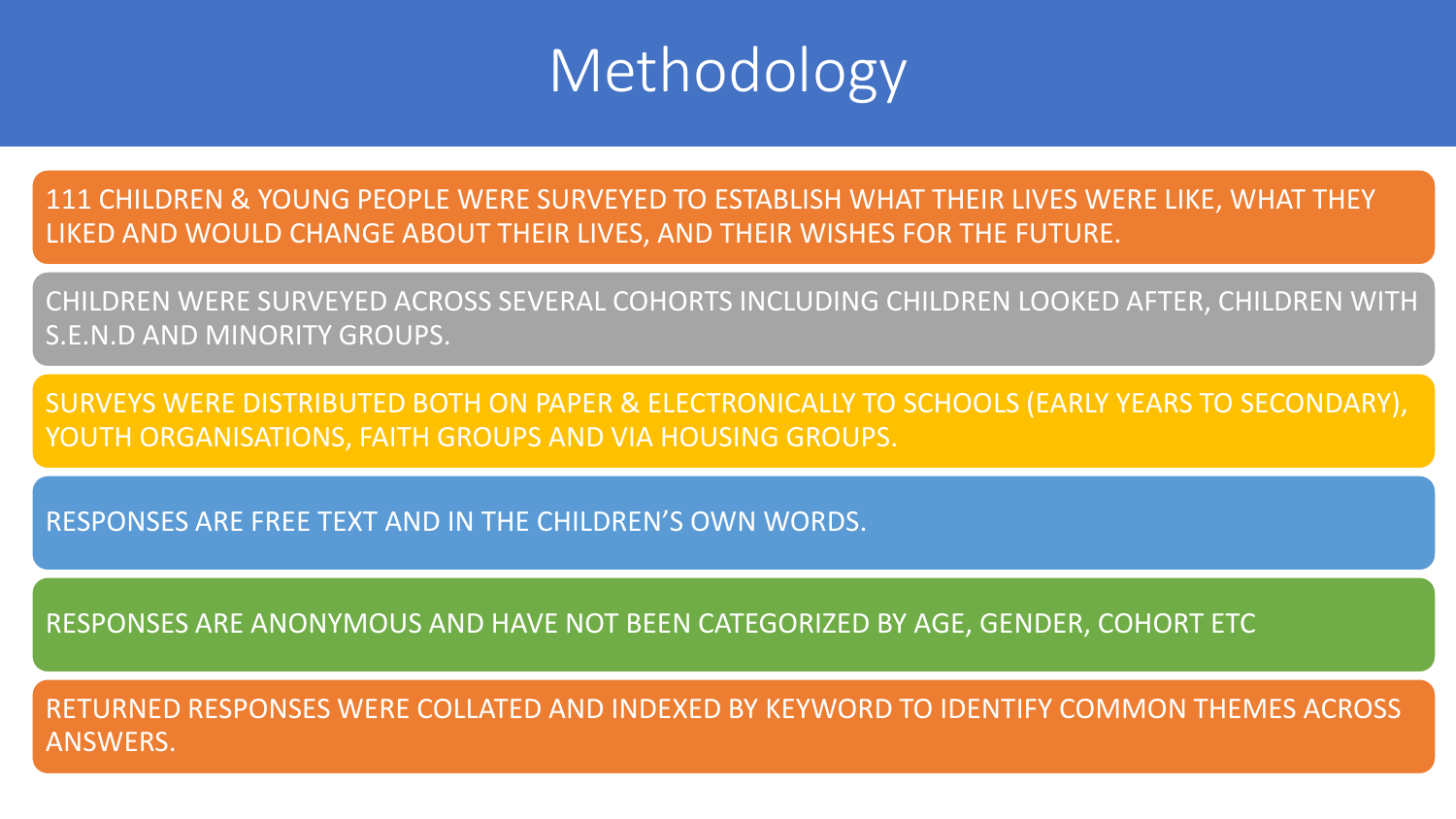# Methodology

- 111 CHILDREN & YOUNG PEOPLE WERE SURVEYED TO ESTABLISH WHAT THEIR LIVES WERE LIKE, WHAT THEY LIKED AND WOULD CHANGE ABOUT THEIR LIVES, AND THEIR WISHES FOR THE FUTURE.
- CHILDREN WERE SURVEYED ACROSS SEVERAL COHORTS INCLUDING CHILDREN LOOKED AFTER, CHILDREN WITH S.E.N.D AND MINORITY GROUPS.
- SURVEYS WERE DISTRIBUTED BOTH ON PAPER & ELECTRONICALLY TO SCHOOLS (EARLY YEARS TO SECONDARY), YOUTH ORGANISATIONS, FAITH GROUPS AND VIA HOUSING GROUPS.
- RESPONSES ARE FREE TEXT AND IN THE CHILDREN'S OWN WORDS.
- RESPONSES ARE ANONYMOUS AND HAVE NOT BEEN CATEGORIZED BY AGE, GENDER, COHORT ETC
- RETURNED RESPONSES WERE COLLATED AND INDEXED BY KEYWORD TO IDENTIFY COMMON THEMES ACROSS ANSWERS.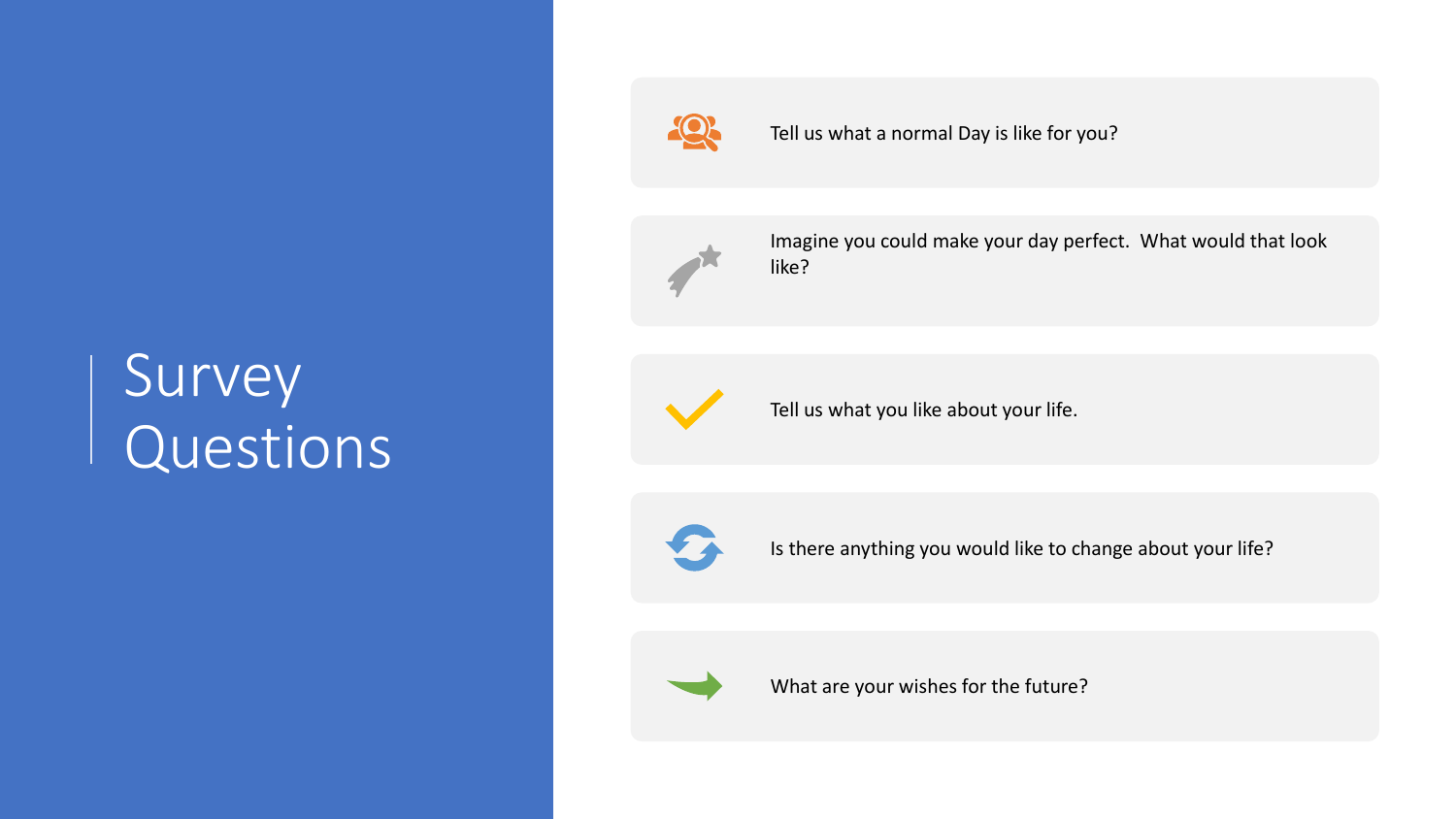# Survey Questions

- Tell us what a normal Day is like for you?
- Imagine you could make your day perfect.  What would that look like?
- Tell us what you like about your life.
- Is there anything you would like to change about your life?
- What are your wishes for the future?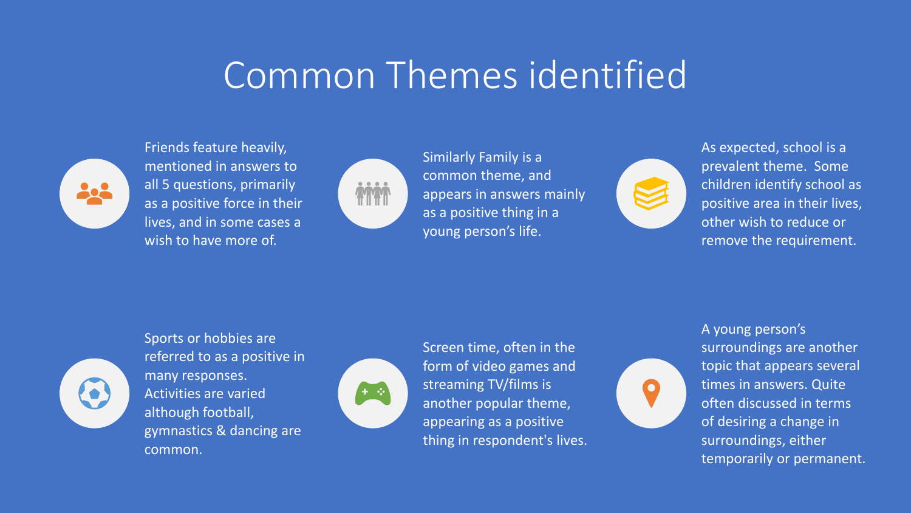# Common Themes identified

Friends feature heavily, mentioned in answers to all 5 questions, primarily as a positive force in their lives, and in some cases a wish to have more of.

Similarly Family is a common theme, and appears in answers mainly as a positive thing in a young person's life.

As expected, school is a prevalent theme. Some children identify school as positive area in their lives, other wish to reduce or remove the requirement.

Sports or hobbies are referred to as a positive in many responses. Activities are varied although football, gymnastics & dancing are common.

Screen time, often in the form of video games and streaming TV/films is another popular theme, appearing as a positive thing in respondent's lives.

A young person's surroundings are another topic that appears several times in answers. Quite often discussed in terms of desiring a change in surroundings, either temporarily or permanent.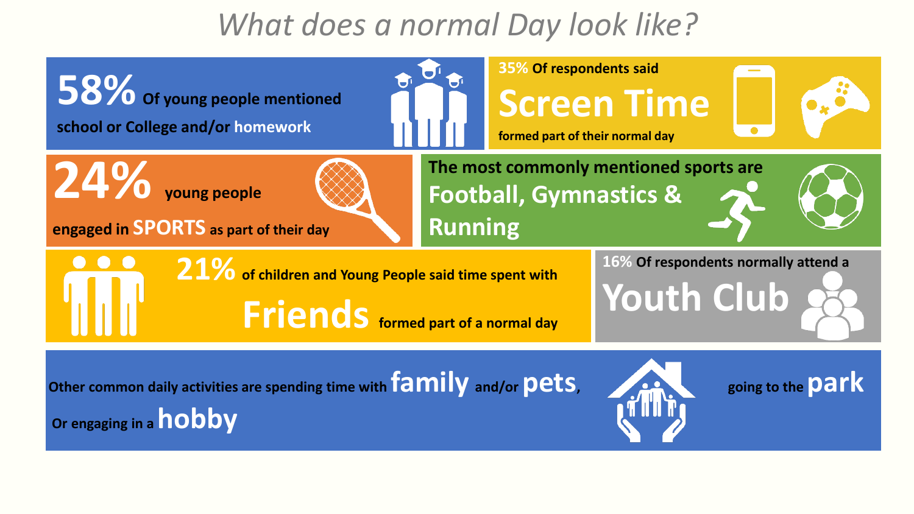# *What does a normal Day look like?*

**58%** **Of young people mentioned school or College and/or homework**

**35% Of respondents said Screen Time formed part of their normal day**

**24% young people engaged in SPORTS as part of their day**

**The most commonly mentioned sports are Football, Gymnastics & Running**

**21% of children and Young People said time spent with Friends formed part of a normal day**

**16% Of respondents normally attend a Youth Club**

**Other common daily activities are spending time with family and/or pets, going to the park Or engaging in a hobby**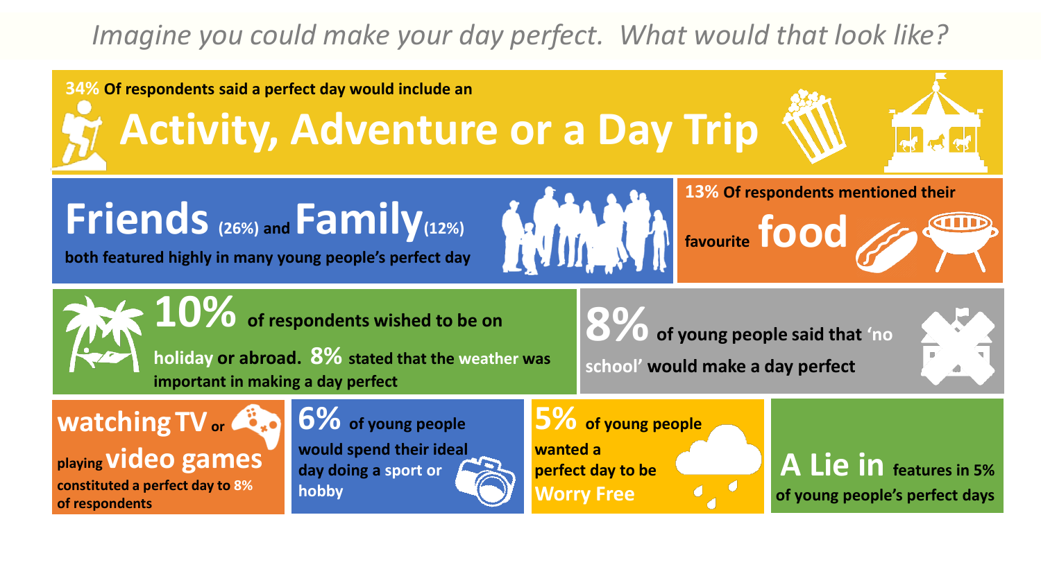*Imagine you could make your day perfect. What would that look like?*

**34% Of respondents said a perfect day would include an**

# Activity, Adventure or a Day Trip

## Friends (26%) and Family (12%)

**both featured highly in many young people's perfect day**

**13% Of respondents mentioned their favourite food**

**10% of respondents wished to be on holiday or abroad. 8% stated that the weather was important in making a day perfect**

**8% of young people said that 'no school' would make a day perfect**

**watching TV or playing video games constituted a perfect day to 8% of respondents**

**6% of young people would spend their ideal day doing a sport or hobby**

**5% of young people wanted a perfect day to be Worry Free**

**A Lie in features in 5% of young people's perfect days**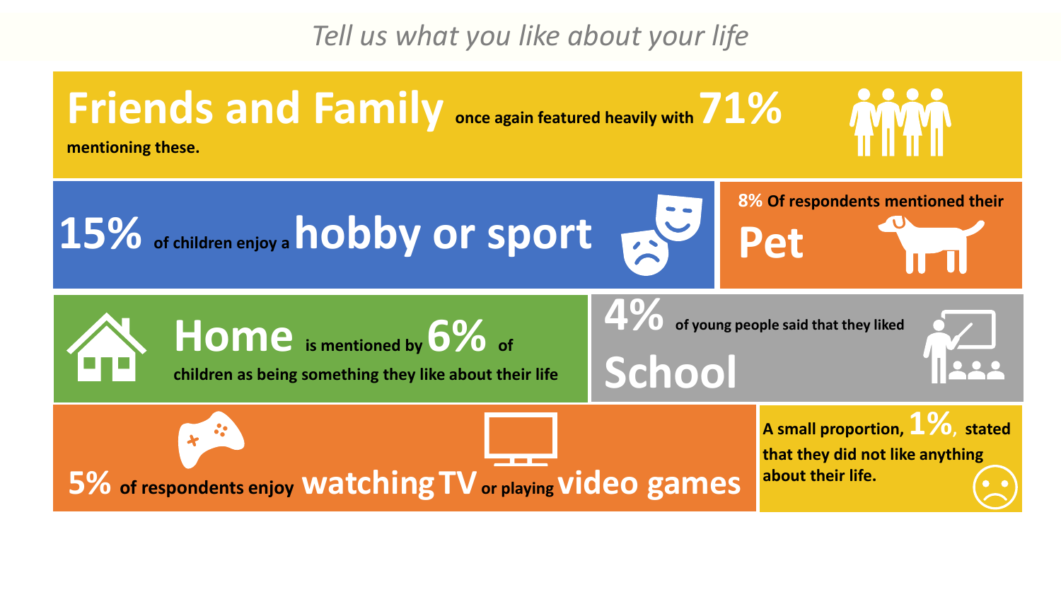*Tell us what you like about your life*

**Friends and Family** once again featured heavily with **71%** mentioning these.

**15%** of children enjoy a **hobby or sport**

**8%** Of respondents mentioned their **Pet**

**Home** is mentioned by **6%** of children as being something they like about their life

**4%** of young people said that they liked **School**

**5%** of respondents enjoy **watching TV** or playing **video games**

A small proportion, **1%**, stated that they did not like anything about their life.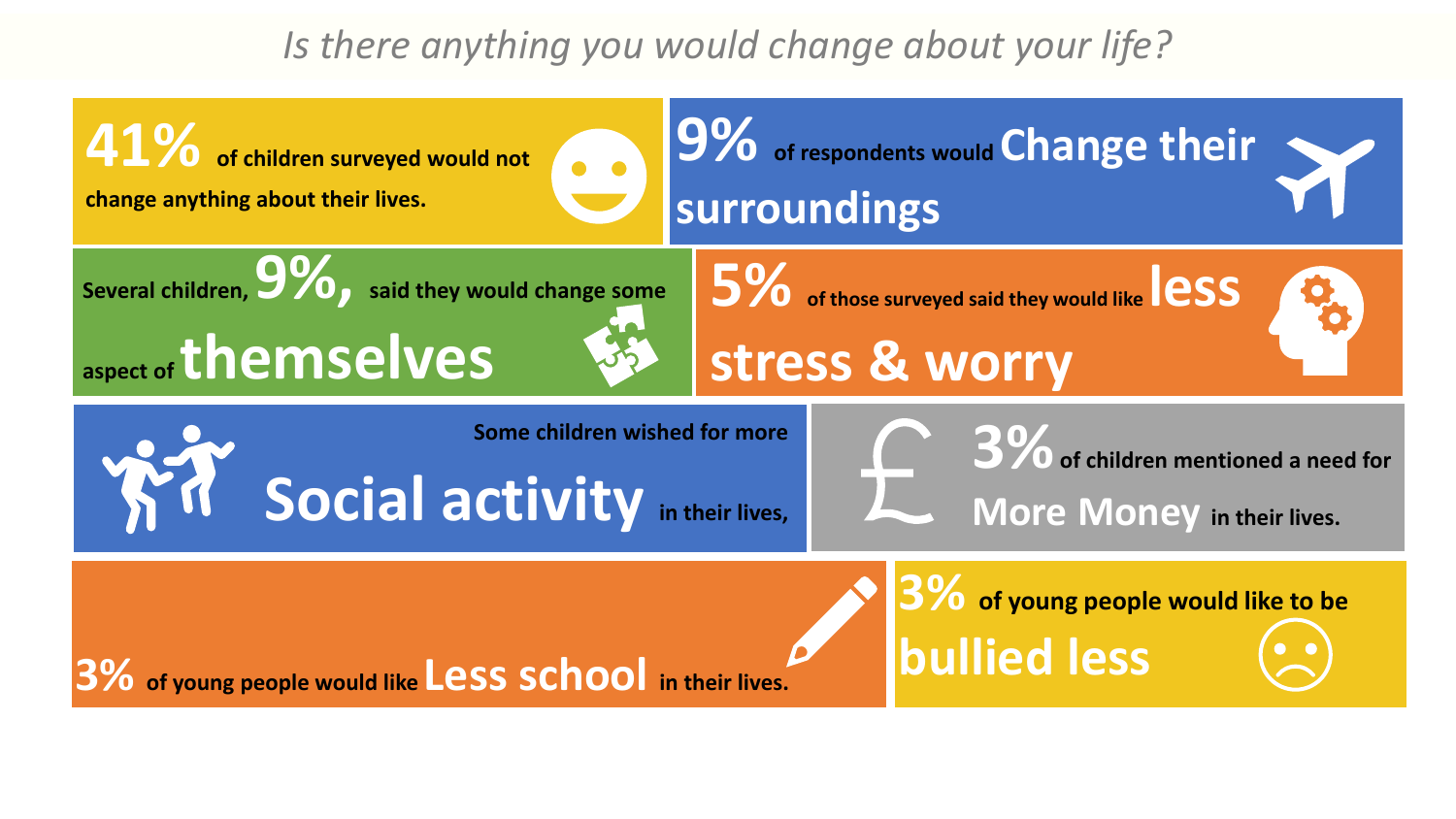*Is there anything you would change about your life?*

**41%** of children surveyed would not change anything about their lives.

**9%** of respondents would **Change their surroundings**

Several children, **9%,** said they would change some aspect of **themselves**

**5%** of those surveyed said they would like **less stress & worry**

Some children wished for more **Social activity** in their lives,

**3%** of children mentioned a need for **More Money** in their lives.

**3%** of young people would like **Less school** in their lives.

**3%** of young people would like to be **bullied less**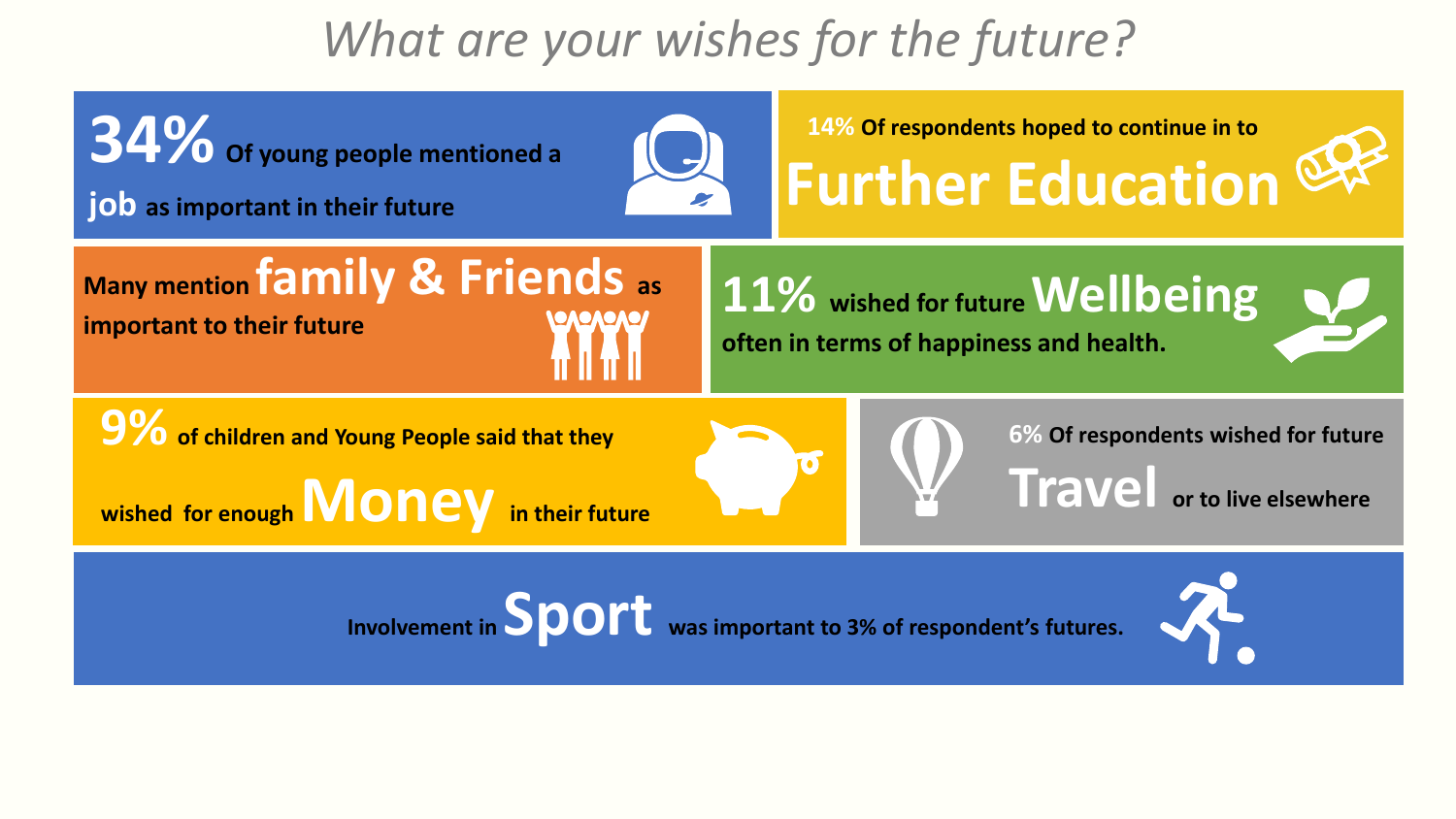# *What are your wishes for the future?*

**34%** Of young people mentioned a **job** as important in their future

**14%** Of respondents hoped to continue in to **Further Education**

Many mention **family & Friends** as important to their future

**11%** wished for future **Wellbeing** often in terms of happiness and health.

**9%** of children and Young People said that they wished for enough **Money** in their future

**6%** Of respondents wished for future **Travel** or to live elsewhere

Involvement in **Sport** was important to 3% of respondent's futures.